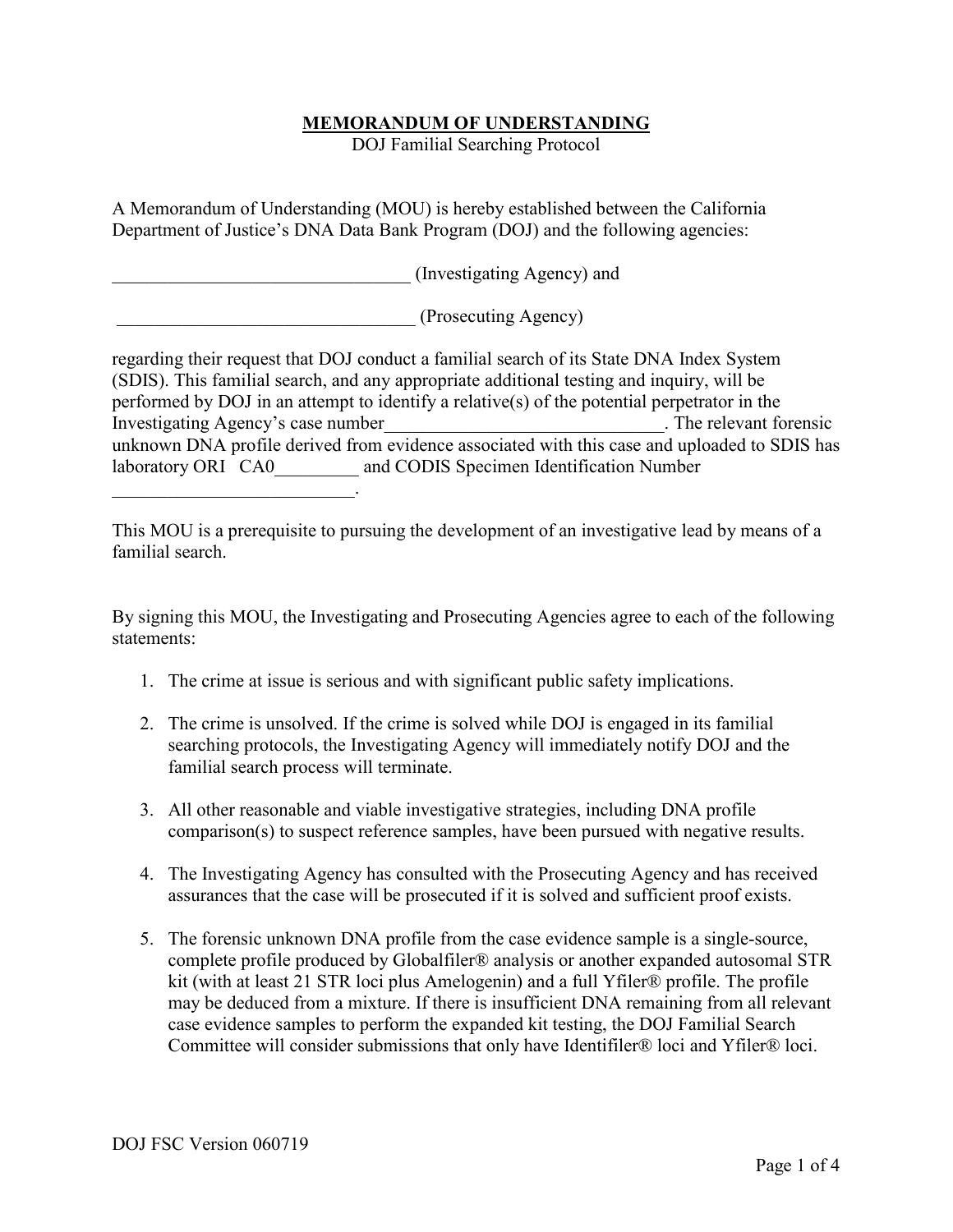# MEMORANDUM OF UNDERSTANDING

DOJ Familial Searching Protocol

A Memorandum of Understanding (MOU) is hereby established between the California Department of Justice's DNA Data Bank Program (DOJ) and the following agencies:

________________________________ (Investigating Agency) and

________________________________ (Prosecuting Agency)

regarding their request that DOJ conduct a familial search of its State DNA Index System (SDIS). This familial search, and any appropriate additional testing and inquiry, will be performed by DOJ in an attempt to identify a relative(s) of the potential perpetrator in the Investigating Agency's case number______________________________. The relevant forensic unknown DNA profile derived from evidence associated with this case and uploaded to SDIS has laboratory ORI CA0_________ and CODIS Specimen Identification Number __________________________.

This MOU is a prerequisite to pursuing the development of an investigative lead by means of a familial search.

By signing this MOU, the Investigating and Prosecuting Agencies agree to each of the following statements:

1. The crime at issue is serious and with significant public safety implications.
2. The crime is unsolved. If the crime is solved while DOJ is engaged in its familial searching protocols, the Investigating Agency will immediately notify DOJ and the familial search process will terminate.
3. All other reasonable and viable investigative strategies, including DNA profile comparison(s) to suspect reference samples, have been pursued with negative results.
4. The Investigating Agency has consulted with the Prosecuting Agency and has received assurances that the case will be prosecuted if it is solved and sufficient proof exists.
5. The forensic unknown DNA profile from the case evidence sample is a single-source, complete profile produced by Globalfiler® analysis or another expanded autosomal STR kit (with at least 21 STR loci plus Amelogenin) and a full Yfiler® profile. The profile may be deduced from a mixture. If there is insufficient DNA remaining from all relevant case evidence samples to perform the expanded kit testing, the DOJ Familial Search Committee will consider submissions that only have Identifiler® loci and Yfiler® loci.

DOJ FSC Version 060719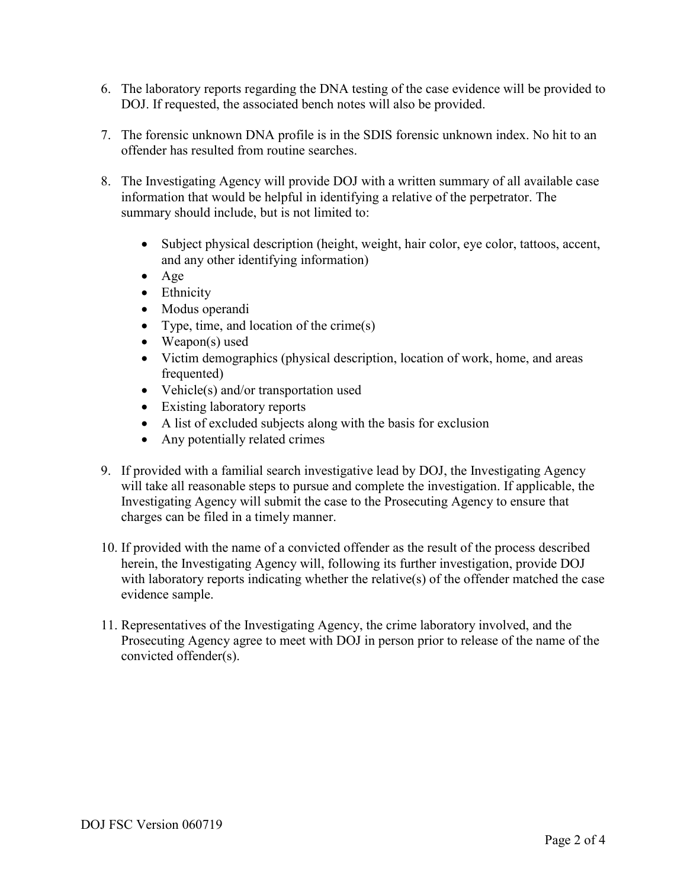6. The laboratory reports regarding the DNA testing of the case evidence will be provided to DOJ. If requested, the associated bench notes will also be provided.

7. The forensic unknown DNA profile is in the SDIS forensic unknown index. No hit to an offender has resulted from routine searches.

8. The Investigating Agency will provide DOJ with a written summary of all available case information that would be helpful in identifying a relative of the perpetrator. The summary should include, but is not limited to:

   - Subject physical description (height, weight, hair color, eye color, tattoos, accent, and any other identifying information)
   - Age
   - Ethnicity
   - Modus operandi
   - Type, time, and location of the crime(s)
   - Weapon(s) used
   - Victim demographics (physical description, location of work, home, and areas frequented)
   - Vehicle(s) and/or transportation used
   - Existing laboratory reports
   - A list of excluded subjects along with the basis for exclusion
   - Any potentially related crimes

9. If provided with a familial search investigative lead by DOJ, the Investigating Agency will take all reasonable steps to pursue and complete the investigation. If applicable, the Investigating Agency will submit the case to the Prosecuting Agency to ensure that charges can be filed in a timely manner.

10. If provided with the name of a convicted offender as the result of the process described herein, the Investigating Agency will, following its further investigation, provide DOJ with laboratory reports indicating whether the relative(s) of the offender matched the case evidence sample.

11. Representatives of the Investigating Agency, the crime laboratory involved, and the Prosecuting Agency agree to meet with DOJ in person prior to release of the name of the convicted offender(s).

DOJ FSC Version 060719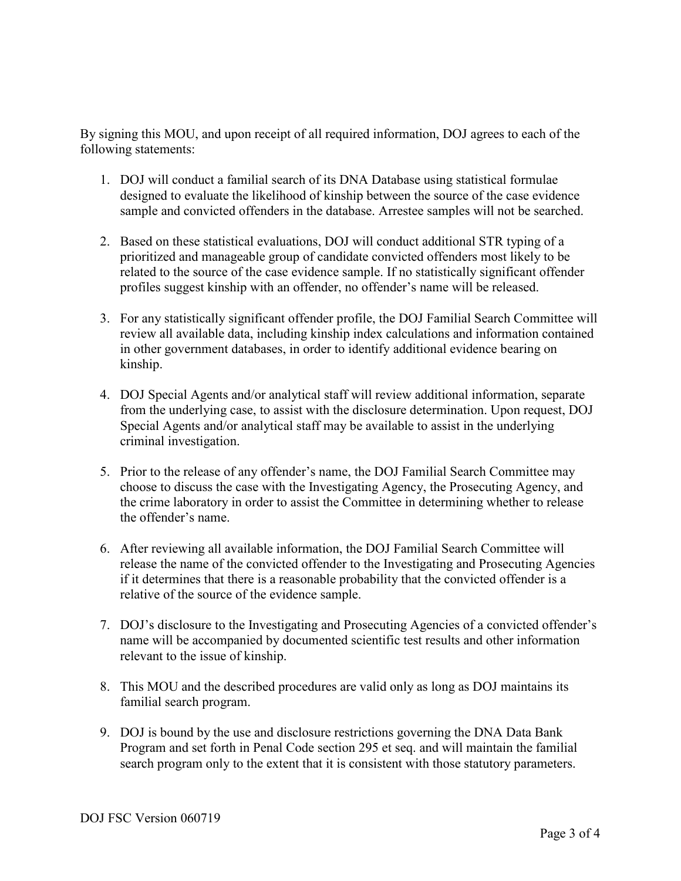By signing this MOU, and upon receipt of all required information, DOJ agrees to each of the following statements:

1. DOJ will conduct a familial search of its DNA Database using statistical formulae designed to evaluate the likelihood of kinship between the source of the case evidence sample and convicted offenders in the database. Arrestee samples will not be searched.

2. Based on these statistical evaluations, DOJ will conduct additional STR typing of a prioritized and manageable group of candidate convicted offenders most likely to be related to the source of the case evidence sample. If no statistically significant offender profiles suggest kinship with an offender, no offender's name will be released.

3. For any statistically significant offender profile, the DOJ Familial Search Committee will review all available data, including kinship index calculations and information contained in other government databases, in order to identify additional evidence bearing on kinship.

4. DOJ Special Agents and/or analytical staff will review additional information, separate from the underlying case, to assist with the disclosure determination. Upon request, DOJ Special Agents and/or analytical staff may be available to assist in the underlying criminal investigation.

5. Prior to the release of any offender's name, the DOJ Familial Search Committee may choose to discuss the case with the Investigating Agency, the Prosecuting Agency, and the crime laboratory in order to assist the Committee in determining whether to release the offender's name.

6. After reviewing all available information, the DOJ Familial Search Committee will release the name of the convicted offender to the Investigating and Prosecuting Agencies if it determines that there is a reasonable probability that the convicted offender is a relative of the source of the evidence sample.

7. DOJ's disclosure to the Investigating and Prosecuting Agencies of a convicted offender's name will be accompanied by documented scientific test results and other information relevant to the issue of kinship.

8. This MOU and the described procedures are valid only as long as DOJ maintains its familial search program.

9. DOJ is bound by the use and disclosure restrictions governing the DNA Data Bank Program and set forth in Penal Code section 295 et seq. and will maintain the familial search program only to the extent that it is consistent with those statutory parameters.

DOJ FSC Version 060719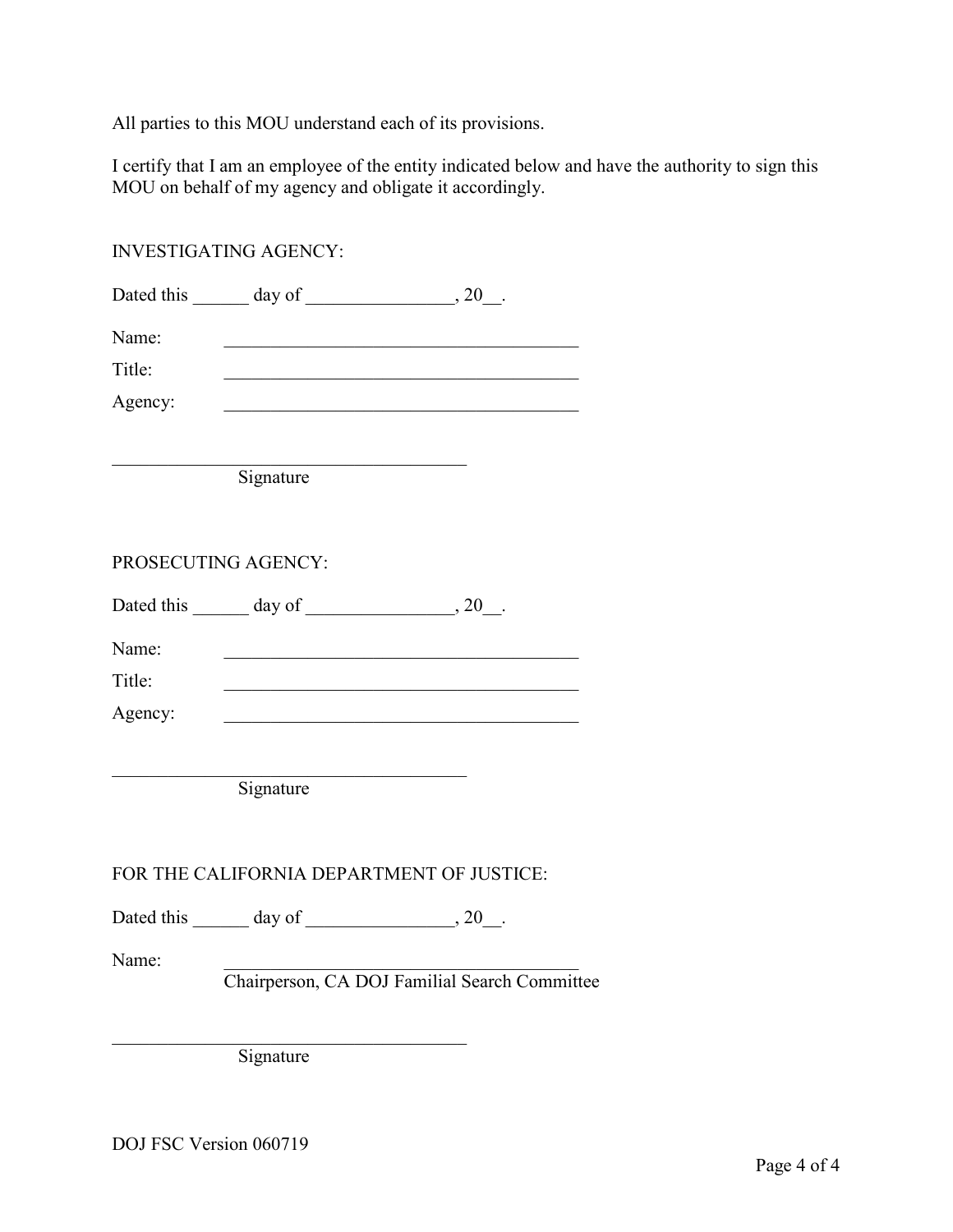All parties to this MOU understand each of its provisions.

I certify that I am an employee of the entity indicated below and have the authority to sign this MOU on behalf of my agency and obligate it accordingly.

INVESTIGATING AGENCY:

Dated this ______ day of ________________, 20__.

Name: _______________________________________

Title: _______________________________________

Agency: _______________________________________

_______________________________________
Signature

PROSECUTING AGENCY:

Dated this ______ day of ________________, 20__.

Name: _______________________________________

Title: _______________________________________

Agency: _______________________________________

_______________________________________
Signature

FOR THE CALIFORNIA DEPARTMENT OF JUSTICE:

Dated this ______ day of ________________, 20__.

Name: _______________________________________
Chairperson, CA DOJ Familial Search Committee

_______________________________________
Signature

DOJ FSC Version 060719